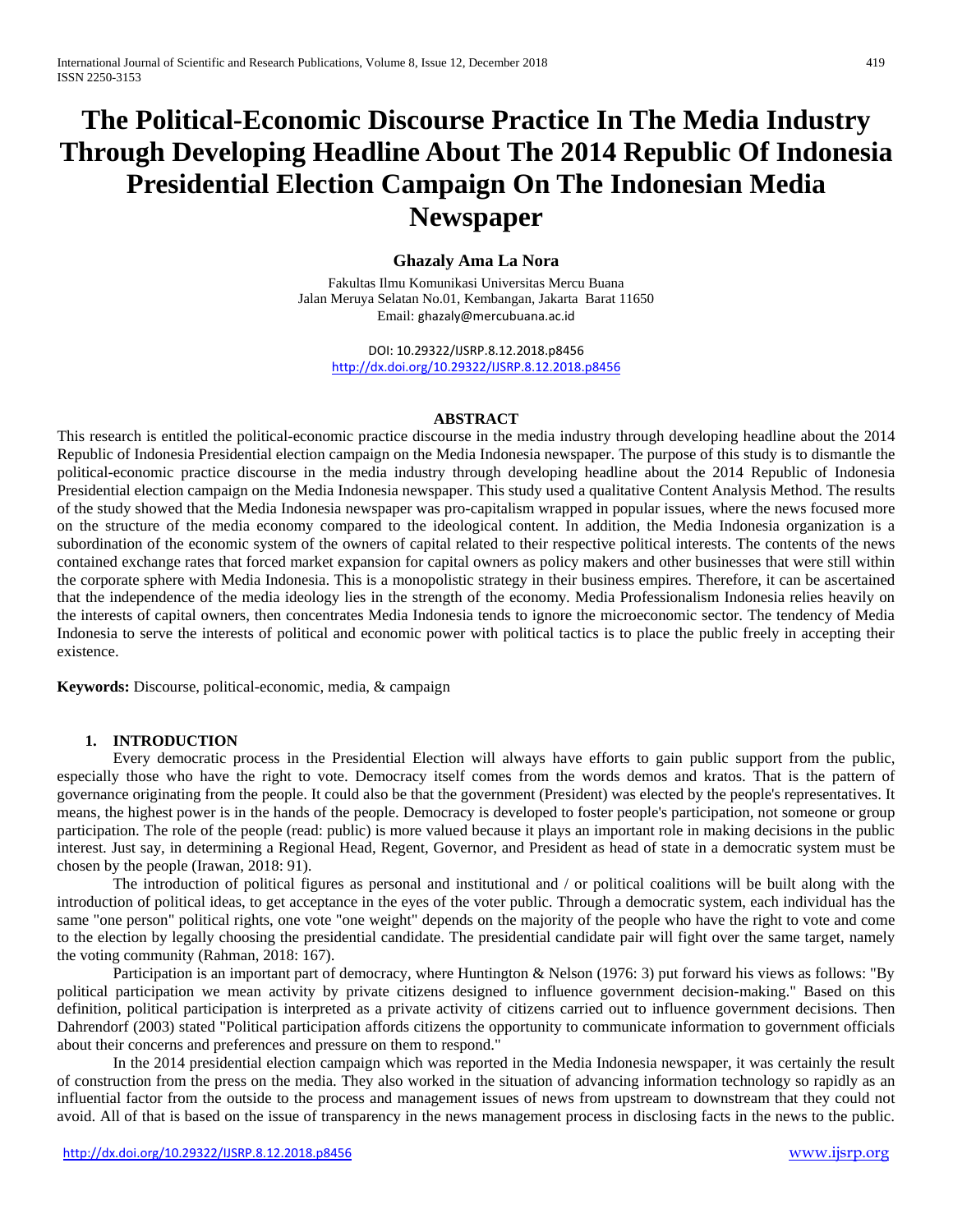# The Political-Economic Discourse Practice In The Media Industry Through Developing Headline About The 2014 Republic Of Indonesia Presidential Election Campaign On The Indonesian Media Newspaper

**Ghazaly Ama La Nora**

Fakultas Ilmu Komunikasi Universitas Mercu Buana
Jalan Meruya Selatan No.01, Kembangan, Jakarta Barat 11650
Email: ghazaly@mercubuana.ac.id

DOI: 10.29322/IJSRP.8.12.2018.p8456
http://dx.doi.org/10.29322/IJSRP.8.12.2018.p8456

## ABSTRACT

This research is entitled the political-economic practice discourse in the media industry through developing headline about the 2014 Republic of Indonesia Presidential election campaign on the Media Indonesia newspaper. The purpose of this study is to dismantle the political-economic practice discourse in the media industry through developing headline about the 2014 Republic of Indonesia Presidential election campaign on the Media Indonesia newspaper. This study used a qualitative Content Analysis Method. The results of the study showed that the Media Indonesia newspaper was pro-capitalism wrapped in popular issues, where the news focused more on the structure of the media economy compared to the ideological content. In addition, the Media Indonesia organization is a subordination of the economic system of the owners of capital related to their respective political interests. The contents of the news contained exchange rates that forced market expansion for capital owners as policy makers and other businesses that were still within the corporate sphere with Media Indonesia. This is a monopolistic strategy in their business empires. Therefore, it can be ascertained that the independence of the media ideology lies in the strength of the economy. Media Professionalism Indonesia relies heavily on the interests of capital owners, then concentrates Media Indonesia tends to ignore the microeconomic sector. The tendency of Media Indonesia to serve the interests of political and economic power with political tactics is to place the public freely in accepting their existence.

**Keywords:** Discourse, political-economic, media, & campaign

## 1. INTRODUCTION

Every democratic process in the Presidential Election will always have efforts to gain public support from the public, especially those who have the right to vote. Democracy itself comes from the words demos and kratos. That is the pattern of governance originating from the people. It could also be that the government (President) was elected by the people's representatives. It means, the highest power is in the hands of the people. Democracy is developed to foster people's participation, not someone or group participation. The role of the people (read: public) is more valued because it plays an important role in making decisions in the public interest. Just say, in determining a Regional Head, Regent, Governor, and President as head of state in a democratic system must be chosen by the people (Irawan, 2018: 91).

The introduction of political figures as personal and institutional and / or political coalitions will be built along with the introduction of political ideas, to get acceptance in the eyes of the voter public. Through a democratic system, each individual has the same "one person" political rights, one vote "one weight" depends on the majority of the people who have the right to vote and come to the election by legally choosing the presidential candidate. The presidential candidate pair will fight over the same target, namely the voting community (Rahman, 2018: 167).

Participation is an important part of democracy, where Huntington & Nelson (1976: 3) put forward his views as follows: "By political participation we mean activity by private citizens designed to influence government decision-making." Based on this definition, political participation is interpreted as a private activity of citizens carried out to influence government decisions. Then Dahrendorf (2003) stated "Political participation affords citizens the opportunity to communicate information to government officials about their concerns and preferences and pressure on them to respond."

In the 2014 presidential election campaign which was reported in the Media Indonesia newspaper, it was certainly the result of construction from the press on the media. They also worked in the situation of advancing information technology so rapidly as an influential factor from the outside to the process and management issues of news from upstream to downstream that they could not avoid. All of that is based on the issue of transparency in the news management process in disclosing facts in the news to the public.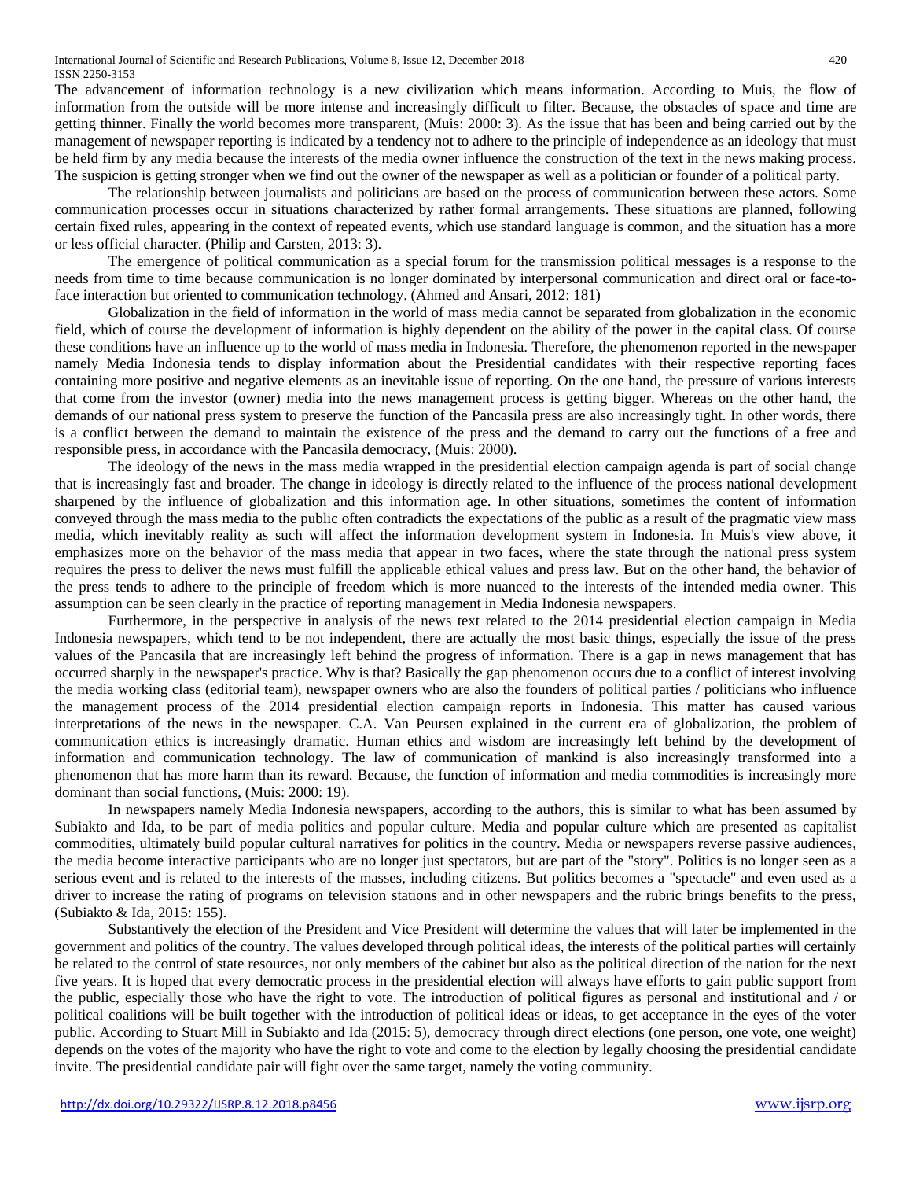The advancement of information technology is a new civilization which means information. According to Muis, the flow of information from the outside will be more intense and increasingly difficult to filter. Because, the obstacles of space and time are getting thinner. Finally the world becomes more transparent, (Muis: 2000: 3). As the issue that has been and being carried out by the management of newspaper reporting is indicated by a tendency not to adhere to the principle of independence as an ideology that must be held firm by any media because the interests of the media owner influence the construction of the text in the news making process. The suspicion is getting stronger when we find out the owner of the newspaper as well as a politician or founder of a political party.

The relationship between journalists and politicians are based on the process of communication between these actors. Some communication processes occur in situations characterized by rather formal arrangements. These situations are planned, following certain fixed rules, appearing in the context of repeated events, which use standard language is common, and the situation has a more or less official character. (Philip and Carsten, 2013: 3).

The emergence of political communication as a special forum for the transmission political messages is a response to the needs from time to time because communication is no longer dominated by interpersonal communication and direct oral or face-to-face interaction but oriented to communication technology. (Ahmed and Ansari, 2012: 181)

Globalization in the field of information in the world of mass media cannot be separated from globalization in the economic field, which of course the development of information is highly dependent on the ability of the power in the capital class. Of course these conditions have an influence up to the world of mass media in Indonesia. Therefore, the phenomenon reported in the newspaper namely Media Indonesia tends to display information about the Presidential candidates with their respective reporting faces containing more positive and negative elements as an inevitable issue of reporting. On the one hand, the pressure of various interests that come from the investor (owner) media into the news management process is getting bigger. Whereas on the other hand, the demands of our national press system to preserve the function of the Pancasila press are also increasingly tight. In other words, there is a conflict between the demand to maintain the existence of the press and the demand to carry out the functions of a free and responsible press, in accordance with the Pancasila democracy, (Muis: 2000).

The ideology of the news in the mass media wrapped in the presidential election campaign agenda is part of social change that is increasingly fast and broader. The change in ideology is directly related to the influence of the process national development sharpened by the influence of globalization and this information age. In other situations, sometimes the content of information conveyed through the mass media to the public often contradicts the expectations of the public as a result of the pragmatic view mass media, which inevitably reality as such will affect the information development system in Indonesia. In Muis's view above, it emphasizes more on the behavior of the mass media that appear in two faces, where the state through the national press system requires the press to deliver the news must fulfill the applicable ethical values and press law. But on the other hand, the behavior of the press tends to adhere to the principle of freedom which is more nuanced to the interests of the intended media owner. This assumption can be seen clearly in the practice of reporting management in Media Indonesia newspapers.

Furthermore, in the perspective in analysis of the news text related to the 2014 presidential election campaign in Media Indonesia newspapers, which tend to be not independent, there are actually the most basic things, especially the issue of the press values of the Pancasila that are increasingly left behind the progress of information. There is a gap in news management that has occurred sharply in the newspaper's practice. Why is that? Basically the gap phenomenon occurs due to a conflict of interest involving the media working class (editorial team), newspaper owners who are also the founders of political parties / politicians who influence the management process of the 2014 presidential election campaign reports in Indonesia. This matter has caused various interpretations of the news in the newspaper. C.A. Van Peursen explained in the current era of globalization, the problem of communication ethics is increasingly dramatic. Human ethics and wisdom are increasingly left behind by the development of information and communication technology. The law of communication of mankind is also increasingly transformed into a phenomenon that has more harm than its reward. Because, the function of information and media commodities is increasingly more dominant than social functions, (Muis: 2000: 19).

In newspapers namely Media Indonesia newspapers, according to the authors, this is similar to what has been assumed by Subiakto and Ida, to be part of media politics and popular culture. Media and popular culture which are presented as capitalist commodities, ultimately build popular cultural narratives for politics in the country. Media or newspapers reverse passive audiences, the media become interactive participants who are no longer just spectators, but are part of the "story". Politics is no longer seen as a serious event and is related to the interests of the masses, including citizens. But politics becomes a "spectacle" and even used as a driver to increase the rating of programs on television stations and in other newspapers and the rubric brings benefits to the press, (Subiakto & Ida, 2015: 155).

Substantively the election of the President and Vice President will determine the values that will later be implemented in the government and politics of the country. The values developed through political ideas, the interests of the political parties will certainly be related to the control of state resources, not only members of the cabinet but also as the political direction of the nation for the next five years. It is hoped that every democratic process in the presidential election will always have efforts to gain public support from the public, especially those who have the right to vote. The introduction of political figures as personal and institutional and / or political coalitions will be built together with the introduction of political ideas or ideas, to get acceptance in the eyes of the voter public. According to Stuart Mill in Subiakto and Ida (2015: 5), democracy through direct elections (one person, one vote, one weight) depends on the votes of the majority who have the right to vote and come to the election by legally choosing the presidential candidate invite. The presidential candidate pair will fight over the same target, namely the voting community.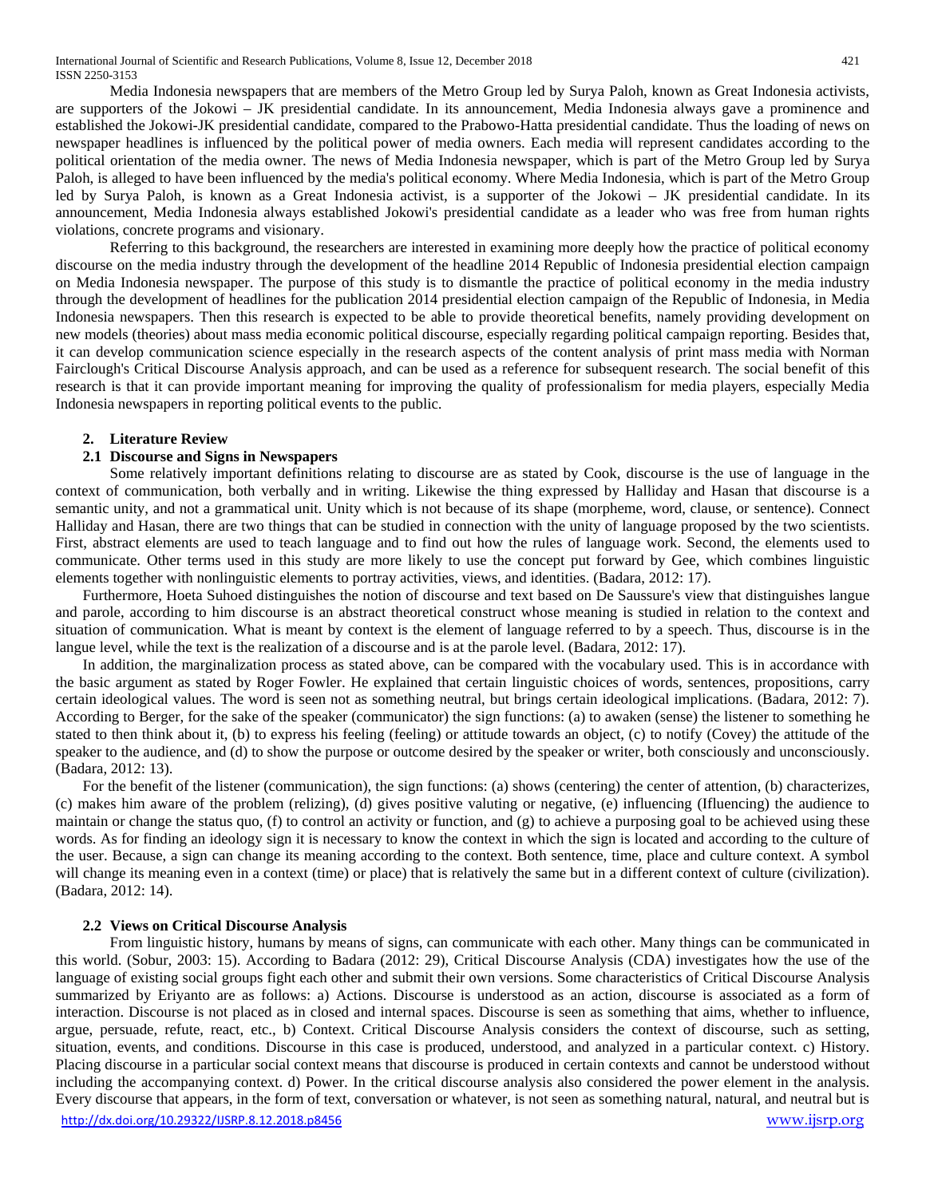Media Indonesia newspapers that are members of the Metro Group led by Surya Paloh, known as Great Indonesia activists, are supporters of the Jokowi – JK presidential candidate. In its announcement, Media Indonesia always gave a prominence and established the Jokowi-JK presidential candidate, compared to the Prabowo-Hatta presidential candidate. Thus the loading of news on newspaper headlines is influenced by the political power of media owners. Each media will represent candidates according to the political orientation of the media owner. The news of Media Indonesia newspaper, which is part of the Metro Group led by Surya Paloh, is alleged to have been influenced by the media's political economy. Where Media Indonesia, which is part of the Metro Group led by Surya Paloh, is known as a Great Indonesia activist, is a supporter of the Jokowi – JK presidential candidate. In its announcement, Media Indonesia always established Jokowi's presidential candidate as a leader who was free from human rights violations, concrete programs and visionary.

Referring to this background, the researchers are interested in examining more deeply how the practice of political economy discourse on the media industry through the development of the headline 2014 Republic of Indonesia presidential election campaign on Media Indonesia newspaper. The purpose of this study is to dismantle the practice of political economy in the media industry through the development of headlines for the publication 2014 presidential election campaign of the Republic of Indonesia, in Media Indonesia newspapers. Then this research is expected to be able to provide theoretical benefits, namely providing development on new models (theories) about mass media economic political discourse, especially regarding political campaign reporting. Besides that, it can develop communication science especially in the research aspects of the content analysis of print mass media with Norman Fairclough's Critical Discourse Analysis approach, and can be used as a reference for subsequent research. The social benefit of this research is that it can provide important meaning for improving the quality of professionalism for media players, especially Media Indonesia newspapers in reporting political events to the public.

## 2. Literature Review

### 2.1 Discourse and Signs in Newspapers

Some relatively important definitions relating to discourse are as stated by Cook, discourse is the use of language in the context of communication, both verbally and in writing. Likewise the thing expressed by Halliday and Hasan that discourse is a semantic unity, and not a grammatical unit. Unity which is not because of its shape (morpheme, word, clause, or sentence). Connect Halliday and Hasan, there are two things that can be studied in connection with the unity of language proposed by the two scientists. First, abstract elements are used to teach language and to find out how the rules of language work. Second, the elements used to communicate. Other terms used in this study are more likely to use the concept put forward by Gee, which combines linguistic elements together with nonlinguistic elements to portray activities, views, and identities. (Badara, 2012: 17).

Furthermore, Hoeta Suhoed distinguishes the notion of discourse and text based on De Saussure's view that distinguishes langue and parole, according to him discourse is an abstract theoretical construct whose meaning is studied in relation to the context and situation of communication. What is meant by context is the element of language referred to by a speech. Thus, discourse is in the langue level, while the text is the realization of a discourse and is at the parole level. (Badara, 2012: 17).

In addition, the marginalization process as stated above, can be compared with the vocabulary used. This is in accordance with the basic argument as stated by Roger Fowler. He explained that certain linguistic choices of words, sentences, propositions, carry certain ideological values. The word is seen not as something neutral, but brings certain ideological implications. (Badara, 2012: 7). According to Berger, for the sake of the speaker (communicator) the sign functions: (a) to awaken (sense) the listener to something he stated to then think about it, (b) to express his feeling (feeling) or attitude towards an object, (c) to notify (Covey) the attitude of the speaker to the audience, and (d) to show the purpose or outcome desired by the speaker or writer, both consciously and unconsciously. (Badara, 2012: 13).

For the benefit of the listener (communication), the sign functions: (a) shows (centering) the center of attention, (b) characterizes, (c) makes him aware of the problem (relizing), (d) gives positive valuting or negative, (e) influencing (Ifluencing) the audience to maintain or change the status quo, (f) to control an activity or function, and (g) to achieve a purposing goal to be achieved using these words. As for finding an ideology sign it is necessary to know the context in which the sign is located and according to the culture of the user. Because, a sign can change its meaning according to the context. Both sentence, time, place and culture context. A symbol will change its meaning even in a context (time) or place) that is relatively the same but in a different context of culture (civilization). (Badara, 2012: 14).

### 2.2 Views on Critical Discourse Analysis

From linguistic history, humans by means of signs, can communicate with each other. Many things can be communicated in this world. (Sobur, 2003: 15). According to Badara (2012: 29), Critical Discourse Analysis (CDA) investigates how the use of the language of existing social groups fight each other and submit their own versions. Some characteristics of Critical Discourse Analysis summarized by Eriyanto are as follows: a) Actions. Discourse is understood as an action, discourse is associated as a form of interaction. Discourse is not placed as in closed and internal spaces. Discourse is seen as something that aims, whether to influence, argue, persuade, refute, react, etc., b) Context. Critical Discourse Analysis considers the context of discourse, such as setting, situation, events, and conditions. Discourse in this case is produced, understood, and analyzed in a particular context. c) History. Placing discourse in a particular social context means that discourse is produced in certain contexts and cannot be understood without including the accompanying context. d) Power. In the critical discourse analysis also considered the power element in the analysis. Every discourse that appears, in the form of text, conversation or whatever, is not seen as something natural, natural, and neutral but is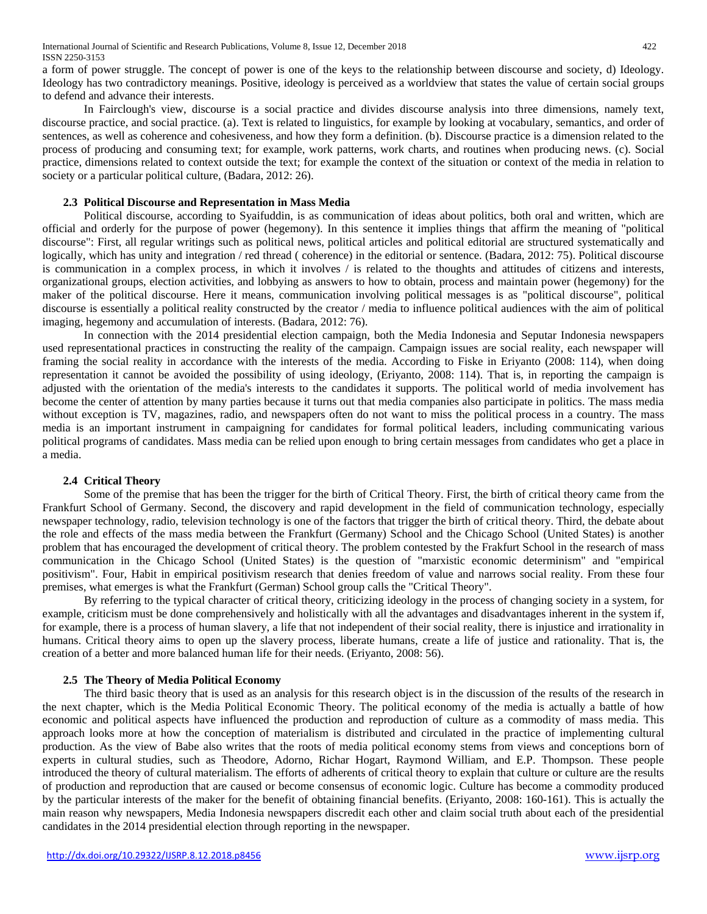a form of power struggle. The concept of power is one of the keys to the relationship between discourse and society, d) Ideology. Ideology has two contradictory meanings. Positive, ideology is perceived as a worldview that states the value of certain social groups to defend and advance their interests.

In Fairclough's view, discourse is a social practice and divides discourse analysis into three dimensions, namely text, discourse practice, and social practice. (a). Text is related to linguistics, for example by looking at vocabulary, semantics, and order of sentences, as well as coherence and cohesiveness, and how they form a definition. (b). Discourse practice is a dimension related to the process of producing and consuming text; for example, work patterns, work charts, and routines when producing news. (c). Social practice, dimensions related to context outside the text; for example the context of the situation or context of the media in relation to society or a particular political culture, (Badara, 2012: 26).

### 2.3 Political Discourse and Representation in Mass Media

Political discourse, according to Syaifuddin, is as communication of ideas about politics, both oral and written, which are official and orderly for the purpose of power (hegemony). In this sentence it implies things that affirm the meaning of "political discourse": First, all regular writings such as political news, political articles and political editorial are structured systematically and logically, which has unity and integration / red thread ( coherence) in the editorial or sentence. (Badara, 2012: 75). Political discourse is communication in a complex process, in which it involves / is related to the thoughts and attitudes of citizens and interests, organizational groups, election activities, and lobbying as answers to how to obtain, process and maintain power (hegemony) for the maker of the political discourse. Here it means, communication involving political messages is as "political discourse", political discourse is essentially a political reality constructed by the creator / media to influence political audiences with the aim of political imaging, hegemony and accumulation of interests. (Badara, 2012: 76).

In connection with the 2014 presidential election campaign, both the Media Indonesia and Seputar Indonesia newspapers used representational practices in constructing the reality of the campaign. Campaign issues are social reality, each newspaper will framing the social reality in accordance with the interests of the media. According to Fiske in Eriyanto (2008: 114), when doing representation it cannot be avoided the possibility of using ideology, (Eriyanto, 2008: 114). That is, in reporting the campaign is adjusted with the orientation of the media's interests to the candidates it supports. The political world of media involvement has become the center of attention by many parties because it turns out that media companies also participate in politics. The mass media without exception is TV, magazines, radio, and newspapers often do not want to miss the political process in a country. The mass media is an important instrument in campaigning for candidates for formal political leaders, including communicating various political programs of candidates. Mass media can be relied upon enough to bring certain messages from candidates who get a place in a media.

### 2.4 Critical Theory

Some of the premise that has been the trigger for the birth of Critical Theory. First, the birth of critical theory came from the Frankfurt School of Germany. Second, the discovery and rapid development in the field of communication technology, especially newspaper technology, radio, television technology is one of the factors that trigger the birth of critical theory. Third, the debate about the role and effects of the mass media between the Frankfurt (Germany) School and the Chicago School (United States) is another problem that has encouraged the development of critical theory. The problem contested by the Frakfurt School in the research of mass communication in the Chicago School (United States) is the question of "marxistic economic determinism" and "empirical positivism". Four, Habit in empirical positivism research that denies freedom of value and narrows social reality. From these four premises, what emerges is what the Frankfurt (German) School group calls the "Critical Theory".

By referring to the typical character of critical theory, criticizing ideology in the process of changing society in a system, for example, criticism must be done comprehensively and holistically with all the advantages and disadvantages inherent in the system if, for example, there is a process of human slavery, a life that not independent of their social reality, there is injustice and irrationality in humans. Critical theory aims to open up the slavery process, liberate humans, create a life of justice and rationality. That is, the creation of a better and more balanced human life for their needs. (Eriyanto, 2008: 56).

### 2.5 The Theory of Media Political Economy

The third basic theory that is used as an analysis for this research object is in the discussion of the results of the research in the next chapter, which is the Media Political Economic Theory. The political economy of the media is actually a battle of how economic and political aspects have influenced the production and reproduction of culture as a commodity of mass media. This approach looks more at how the conception of materialism is distributed and circulated in the practice of implementing cultural production. As the view of Babe also writes that the roots of media political economy stems from views and conceptions born of experts in cultural studies, such as Theodore, Adorno, Richar Hogart, Raymond William, and E.P. Thompson. These people introduced the theory of cultural materialism. The efforts of adherents of critical theory to explain that culture or culture are the results of production and reproduction that are caused or become consensus of economic logic. Culture has become a commodity produced by the particular interests of the maker for the benefit of obtaining financial benefits. (Eriyanto, 2008: 160-161). This is actually the main reason why newspapers, Media Indonesia newspapers discredit each other and claim social truth about each of the presidential candidates in the 2014 presidential election through reporting in the newspaper.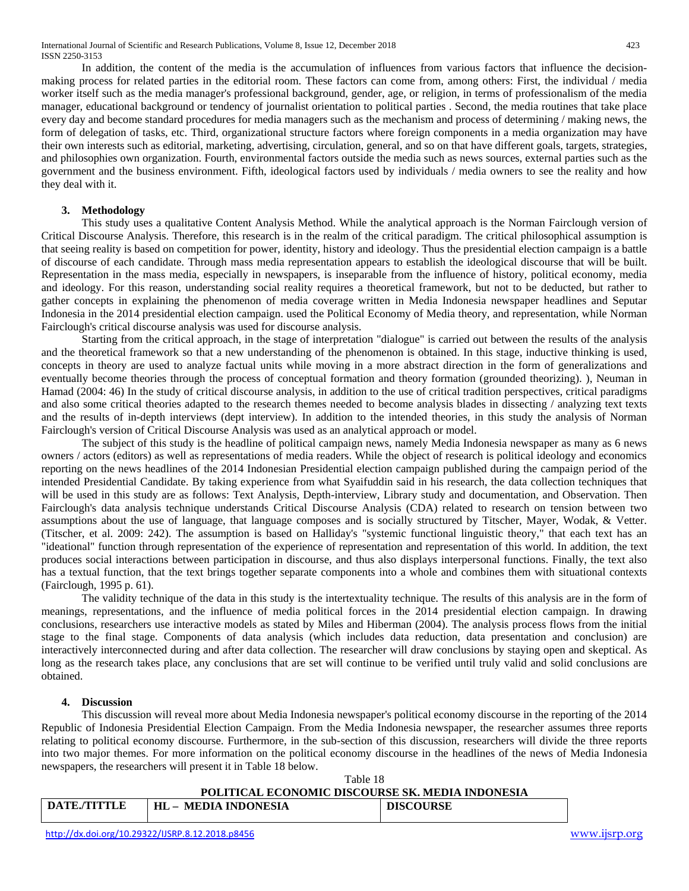In addition, the content of the media is the accumulation of influences from various factors that influence the decision-making process for related parties in the editorial room. These factors can come from, among others: First, the individual / media worker itself such as the media manager's professional background, gender, age, or religion, in terms of professionalism of the media manager, educational background or tendency of journalist orientation to political parties . Second, the media routines that take place every day and become standard procedures for media managers such as the mechanism and process of determining / making news, the form of delegation of tasks, etc. Third, organizational structure factors where foreign components in a media organization may have their own interests such as editorial, marketing, advertising, circulation, general, and so on that have different goals, targets, strategies, and philosophies own organization. Fourth, environmental factors outside the media such as news sources, external parties such as the government and the business environment. Fifth, ideological factors used by individuals / media owners to see the reality and how they deal with it.

## 3. Methodology

This study uses a qualitative Content Analysis Method. While the analytical approach is the Norman Fairclough version of Critical Discourse Analysis. Therefore, this research is in the realm of the critical paradigm. The critical philosophical assumption is that seeing reality is based on competition for power, identity, history and ideology. Thus the presidential election campaign is a battle of discourse of each candidate. Through mass media representation appears to establish the ideological discourse that will be built. Representation in the mass media, especially in newspapers, is inseparable from the influence of history, political economy, media and ideology. For this reason, understanding social reality requires a theoretical framework, but not to be deducted, but rather to gather concepts in explaining the phenomenon of media coverage written in Media Indonesia newspaper headlines and Seputar Indonesia in the 2014 presidential election campaign. used the Political Economy of Media theory, and representation, while Norman Fairclough's critical discourse analysis was used for discourse analysis.

Starting from the critical approach, in the stage of interpretation "dialogue" is carried out between the results of the analysis and the theoretical framework so that a new understanding of the phenomenon is obtained. In this stage, inductive thinking is used, concepts in theory are used to analyze factual units while moving in a more abstract direction in the form of generalizations and eventually become theories through the process of conceptual formation and theory formation (grounded theorizing). ), Neuman in Hamad (2004: 46) In the study of critical discourse analysis, in addition to the use of critical tradition perspectives, critical paradigms and also some critical theories adapted to the research themes needed to become analysis blades in dissecting / analyzing text texts and the results of in-depth interviews (dept interview). In addition to the intended theories, in this study the analysis of Norman Fairclough's version of Critical Discourse Analysis was used as an analytical approach or model.

The subject of this study is the headline of political campaign news, namely Media Indonesia newspaper as many as 6 news owners / actors (editors) as well as representations of media readers. While the object of research is political ideology and economics reporting on the news headlines of the 2014 Indonesian Presidential election campaign published during the campaign period of the intended Presidential Candidate. By taking experience from what Syaifuddin said in his research, the data collection techniques that will be used in this study are as follows: Text Analysis, Depth-interview, Library study and documentation, and Observation. Then Fairclough's data analysis technique understands Critical Discourse Analysis (CDA) related to research on tension between two assumptions about the use of language, that language composes and is socially structured by Titscher, Mayer, Wodak, & Vetter. (Titscher, et al. 2009: 242). The assumption is based on Halliday's "systemic functional linguistic theory," that each text has an "ideational" function through representation of the experience of representation and representation of this world. In addition, the text produces social interactions between participation in discourse, and thus also displays interpersonal functions. Finally, the text also has a textual function, that the text brings together separate components into a whole and combines them with situational contexts (Fairclough, 1995 p. 61).

The validity technique of the data in this study is the intertextuality technique. The results of this analysis are in the form of meanings, representations, and the influence of media political forces in the 2014 presidential election campaign. In drawing conclusions, researchers use interactive models as stated by Miles and Hiberman (2004). The analysis process flows from the initial stage to the final stage. Components of data analysis (which includes data reduction, data presentation and conclusion) are interactively interconnected during and after data collection. The researcher will draw conclusions by staying open and skeptical. As long as the research takes place, any conclusions that are set will continue to be verified until truly valid and solid conclusions are obtained.

## 4. Discussion

This discussion will reveal more about Media Indonesia newspaper's political economy discourse in the reporting of the 2014 Republic of Indonesia Presidential Election Campaign. From the Media Indonesia newspaper, the researcher assumes three reports relating to political economy discourse. Furthermore, in the sub-section of this discussion, researchers will divide the three reports into two major themes. For more information on the political economy discourse in the headlines of the news of Media Indonesia newspapers, the researchers will present it in Table 18 below.

Table 18
**POLITICAL ECONOMIC DISCOURSE SK. MEDIA INDONESIA**

| DATE./TITTLE | HL – MEDIA INDONESIA | DISCOURSE |
| --- | --- | --- |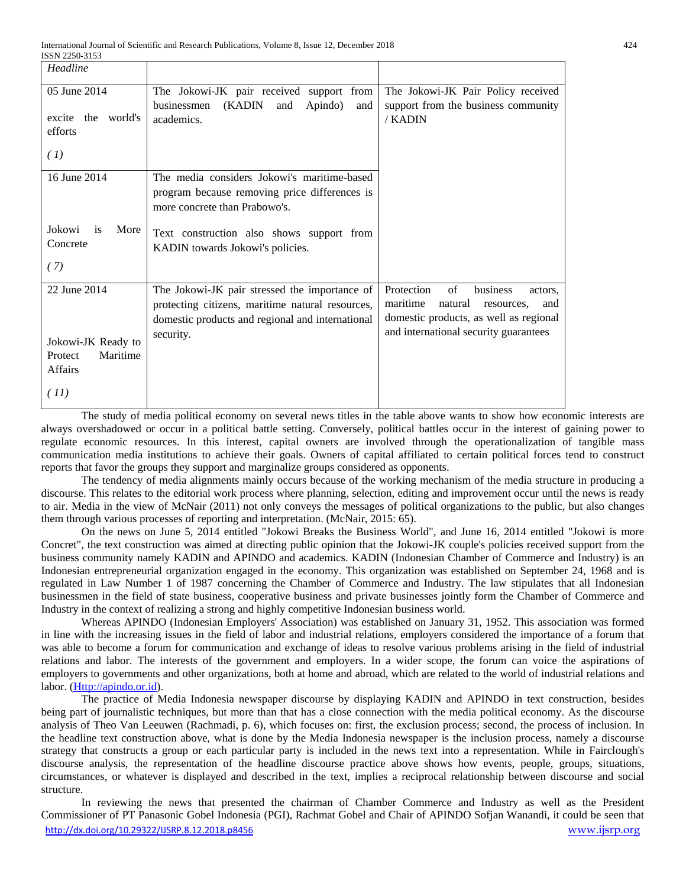| Headline | | |
|---|---|---|
| 05 June 2014<br><br>excite the world's efforts<br><br>*( 1)* | The Jokowi-JK pair received support from businessmen (KADIN and Apindo) and academics. | The Jokowi-JK Pair Policy received support from the business community / KADIN |
| 16 June 2014<br><br>Jokowi is More Concrete<br><br>*( 7)* | The media considers Jokowi's maritime-based program because removing price differences is more concrete than Prabowo's.<br><br>Text construction also shows support from KADIN towards Jokowi's policies. | |
| 22 June 2014<br><br>Jokowi-JK Ready to Protect Maritime Affairs<br><br>*( 11)* | The Jokowi-JK pair stressed the importance of protecting citizens, maritime natural resources, domestic products and regional and international security. | Protection of business actors, maritime natural resources, and domestic products, as well as regional and international security guarantees |

The study of media political economy on several news titles in the table above wants to show how economic interests are always overshadowed or occur in a political battle setting. Conversely, political battles occur in the interest of gaining power to regulate economic resources. In this interest, capital owners are involved through the operationalization of tangible mass communication media institutions to achieve their goals. Owners of capital affiliated to certain political forces tend to construct reports that favor the groups they support and marginalize groups considered as opponents.

The tendency of media alignments mainly occurs because of the working mechanism of the media structure in producing a discourse. This relates to the editorial work process where planning, selection, editing and improvement occur until the news is ready to air. Media in the view of McNair (2011) not only conveys the messages of political organizations to the public, but also changes them through various processes of reporting and interpretation. (McNair, 2015: 65).

On the news on June 5, 2014 entitled "Jokowi Breaks the Business World", and June 16, 2014 entitled "Jokowi is more Concret", the text construction was aimed at directing public opinion that the Jokowi-JK couple's policies received support from the business community namely KADIN and APINDO and academics. KADIN (Indonesian Chamber of Commerce and Industry) is an Indonesian entrepreneurial organization engaged in the economy. This organization was established on September 24, 1968 and is regulated in Law Number 1 of 1987 concerning the Chamber of Commerce and Industry. The law stipulates that all Indonesian businessmen in the field of state business, cooperative business and private businesses jointly form the Chamber of Commerce and Industry in the context of realizing a strong and highly competitive Indonesian business world.

Whereas APINDO (Indonesian Employers' Association) was established on January 31, 1952. This association was formed in line with the increasing issues in the field of labor and industrial relations, employers considered the importance of a forum that was able to become a forum for communication and exchange of ideas to resolve various problems arising in the field of industrial relations and labor. The interests of the government and employers. In a wider scope, the forum can voice the aspirations of employers to governments and other organizations, both at home and abroad, which are related to the world of industrial relations and labor. (Http://apindo.or.id).

The practice of Media Indonesia newspaper discourse by displaying KADIN and APINDO in text construction, besides being part of journalistic techniques, but more than that has a close connection with the media political economy. As the discourse analysis of Theo Van Leeuwen (Rachmadi, p. 6), which focuses on: first, the exclusion process; second, the process of inclusion. In the headline text construction above, what is done by the Media Indonesia newspaper is the inclusion process, namely a discourse strategy that constructs a group or each particular party is included in the news text into a representation. While in Fairclough's discourse analysis, the representation of the headline discourse practice above shows how events, people, groups, situations, circumstances, or whatever is displayed and described in the text, implies a reciprocal relationship between discourse and social structure.

In reviewing the news that presented the chairman of Chamber Commerce and Industry as well as the President Commissioner of PT Panasonic Gobel Indonesia (PGI), Rachmat Gobel and Chair of APINDO Sofjan Wanandi, it could be seen that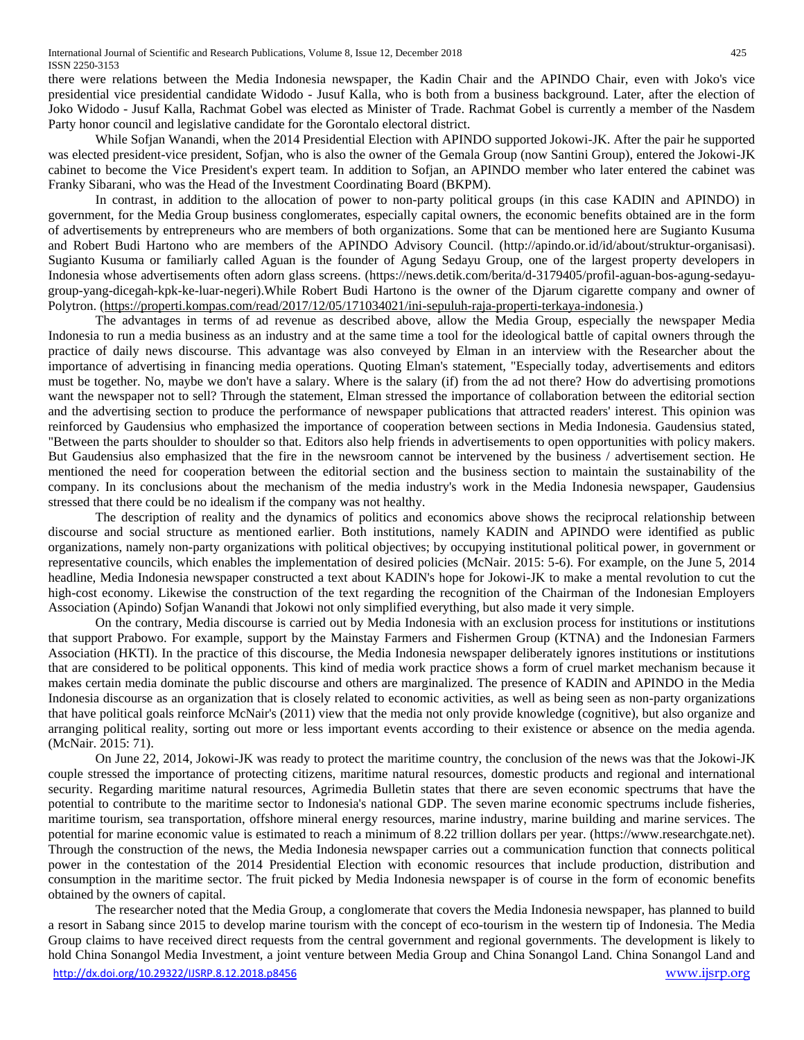there were relations between the Media Indonesia newspaper, the Kadin Chair and the APINDO Chair, even with Joko's vice presidential vice presidential candidate Widodo - Jusuf Kalla, who is both from a business background. Later, after the election of Joko Widodo - Jusuf Kalla, Rachmat Gobel was elected as Minister of Trade. Rachmat Gobel is currently a member of the Nasdem Party honor council and legislative candidate for the Gorontalo electoral district.

While Sofjan Wanandi, when the 2014 Presidential Election with APINDO supported Jokowi-JK. After the pair he supported was elected president-vice president, Sofjan, who is also the owner of the Gemala Group (now Santini Group), entered the Jokowi-JK cabinet to become the Vice President's expert team. In addition to Sofjan, an APINDO member who later entered the cabinet was Franky Sibarani, who was the Head of the Investment Coordinating Board (BKPM).

In contrast, in addition to the allocation of power to non-party political groups (in this case KADIN and APINDO) in government, for the Media Group business conglomerates, especially capital owners, the economic benefits obtained are in the form of advertisements by entrepreneurs who are members of both organizations. Some that can be mentioned here are Sugianto Kusuma and Robert Budi Hartono who are members of the APINDO Advisory Council. (http://apindo.or.id/id/about/struktur-organisasi). Sugianto Kusuma or familiarly called Aguan is the founder of Agung Sedayu Group, one of the largest property developers in Indonesia whose advertisements often adorn glass screens. (https://news.detik.com/berita/d-3179405/profil-aguan-bos-agung-sedayu-group-yang-dicegah-kpk-ke-luar-negeri).While Robert Budi Hartono is the owner of the Djarum cigarette company and owner of Polytron. (https://properti.kompas.com/read/2017/12/05/171034021/ini-sepuluh-raja-properti-terkaya-indonesia.)

The advantages in terms of ad revenue as described above, allow the Media Group, especially the newspaper Media Indonesia to run a media business as an industry and at the same time a tool for the ideological battle of capital owners through the practice of daily news discourse. This advantage was also conveyed by Elman in an interview with the Researcher about the importance of advertising in financing media operations. Quoting Elman's statement, "Especially today, advertisements and editors must be together. No, maybe we don't have a salary. Where is the salary (if) from the ad not there? How do advertising promotions want the newspaper not to sell? Through the statement, Elman stressed the importance of collaboration between the editorial section and the advertising section to produce the performance of newspaper publications that attracted readers' interest. This opinion was reinforced by Gaudensius who emphasized the importance of cooperation between sections in Media Indonesia. Gaudensius stated, "Between the parts shoulder to shoulder so that. Editors also help friends in advertisements to open opportunities with policy makers. But Gaudensius also emphasized that the fire in the newsroom cannot be intervened by the business / advertisement section. He mentioned the need for cooperation between the editorial section and the business section to maintain the sustainability of the company. In its conclusions about the mechanism of the media industry's work in the Media Indonesia newspaper, Gaudensius stressed that there could be no idealism if the company was not healthy.

The description of reality and the dynamics of politics and economics above shows the reciprocal relationship between discourse and social structure as mentioned earlier. Both institutions, namely KADIN and APINDO were identified as public organizations, namely non-party organizations with political objectives; by occupying institutional political power, in government or representative councils, which enables the implementation of desired policies (McNair. 2015: 5-6). For example, on the June 5, 2014 headline, Media Indonesia newspaper constructed a text about KADIN's hope for Jokowi-JK to make a mental revolution to cut the high-cost economy. Likewise the construction of the text regarding the recognition of the Chairman of the Indonesian Employers Association (Apindo) Sofjan Wanandi that Jokowi not only simplified everything, but also made it very simple.

On the contrary, Media discourse is carried out by Media Indonesia with an exclusion process for institutions or institutions that support Prabowo. For example, support by the Mainstay Farmers and Fishermen Group (KTNA) and the Indonesian Farmers Association (HKTI). In the practice of this discourse, the Media Indonesia newspaper deliberately ignores institutions or institutions that are considered to be political opponents. This kind of media work practice shows a form of cruel market mechanism because it makes certain media dominate the public discourse and others are marginalized. The presence of KADIN and APINDO in the Media Indonesia discourse as an organization that is closely related to economic activities, as well as being seen as non-party organizations that have political goals reinforce McNair's (2011) view that the media not only provide knowledge (cognitive), but also organize and arranging political reality, sorting out more or less important events according to their existence or absence on the media agenda. (McNair. 2015: 71).

On June 22, 2014, Jokowi-JK was ready to protect the maritime country, the conclusion of the news was that the Jokowi-JK couple stressed the importance of protecting citizens, maritime natural resources, domestic products and regional and international security. Regarding maritime natural resources, Agrimedia Bulletin states that there are seven economic spectrums that have the potential to contribute to the maritime sector to Indonesia's national GDP. The seven marine economic spectrums include fisheries, maritime tourism, sea transportation, offshore mineral energy resources, marine industry, marine building and marine services. The potential for marine economic value is estimated to reach a minimum of 8.22 trillion dollars per year. (https://www.researchgate.net). Through the construction of the news, the Media Indonesia newspaper carries out a communication function that connects political power in the contestation of the 2014 Presidential Election with economic resources that include production, distribution and consumption in the maritime sector. The fruit picked by Media Indonesia newspaper is of course in the form of economic benefits obtained by the owners of capital.

The researcher noted that the Media Group, a conglomerate that covers the Media Indonesia newspaper, has planned to build a resort in Sabang since 2015 to develop marine tourism with the concept of eco-tourism in the western tip of Indonesia. The Media Group claims to have received direct requests from the central government and regional governments. The development is likely to hold China Sonangol Media Investment, a joint venture between Media Group and China Sonangol Land. China Sonangol Land and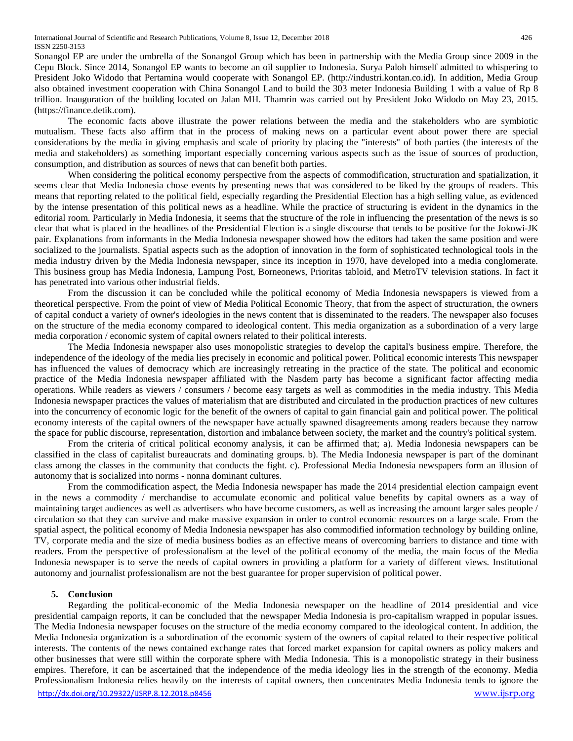Sonangol EP are under the umbrella of the Sonangol Group which has been in partnership with the Media Group since 2009 in the Cepu Block. Since 2014, Sonangol EP wants to become an oil supplier to Indonesia. Surya Paloh himself admitted to whispering to President Joko Widodo that Pertamina would cooperate with Sonangol EP. (http://industri.kontan.co.id). In addition, Media Group also obtained investment cooperation with China Sonangol Land to build the 303 meter Indonesia Building 1 with a value of Rp 8 trillion. Inauguration of the building located on Jalan MH. Thamrin was carried out by President Joko Widodo on May 23, 2015. (https://finance.detik.com).

The economic facts above illustrate the power relations between the media and the stakeholders who are symbiotic mutualism. These facts also affirm that in the process of making news on a particular event about power there are special considerations by the media in giving emphasis and scale of priority by placing the "interests" of both parties (the interests of the media and stakeholders) as something important especially concerning various aspects such as the issue of sources of production, consumption, and distribution as sources of news that can benefit both parties.

When considering the political economy perspective from the aspects of commodification, structuration and spatialization, it seems clear that Media Indonesia chose events by presenting news that was considered to be liked by the groups of readers. This means that reporting related to the political field, especially regarding the Presidential Election has a high selling value, as evidenced by the intense presentation of this political news as a headline. While the practice of structuring is evident in the dynamics in the editorial room. Particularly in Media Indonesia, it seems that the structure of the role in influencing the presentation of the news is so clear that what is placed in the headlines of the Presidential Election is a single discourse that tends to be positive for the Jokowi-JK pair. Explanations from informants in the Media Indonesia newspaper showed how the editors had taken the same position and were socialized to the journalists. Spatial aspects such as the adoption of innovation in the form of sophisticated technological tools in the media industry driven by the Media Indonesia newspaper, since its inception in 1970, have developed into a media conglomerate. This business group has Media Indonesia, Lampung Post, Borneonews, Prioritas tabloid, and MetroTV television stations. In fact it has penetrated into various other industrial fields.

From the discussion it can be concluded while the political economy of Media Indonesia newspapers is viewed from a theoretical perspective. From the point of view of Media Political Economic Theory, that from the aspect of structuration, the owners of capital conduct a variety of owner's ideologies in the news content that is disseminated to the readers. The newspaper also focuses on the structure of the media economy compared to ideological content. This media organization as a subordination of a very large media corporation / economic system of capital owners related to their political interests.

The Media Indonesia newspaper also uses monopolistic strategies to develop the capital's business empire. Therefore, the independence of the ideology of the media lies precisely in economic and political power. Political economic interests This newspaper has influenced the values of democracy which are increasingly retreating in the practice of the state. The political and economic practice of the Media Indonesia newspaper affiliated with the Nasdem party has become a significant factor affecting media operations. While readers as viewers / consumers / become easy targets as well as commodities in the media industry. This Media Indonesia newspaper practices the values of materialism that are distributed and circulated in the production practices of new cultures into the concurrency of economic logic for the benefit of the owners of capital to gain financial gain and political power. The political economy interests of the capital owners of the newspaper have actually spawned disagreements among readers because they narrow the space for public discourse, representation, distortion and imbalance between society, the market and the country's political system.

From the criteria of critical political economy analysis, it can be affirmed that; a). Media Indonesia newspapers can be classified in the class of capitalist bureaucrats and dominating groups. b). The Media Indonesia newspaper is part of the dominant class among the classes in the community that conducts the fight. c). Professional Media Indonesia newspapers form an illusion of autonomy that is socialized into norms - nonna dominant cultures.

From the commodification aspect, the Media Indonesia newspaper has made the 2014 presidential election campaign event in the news a commodity / merchandise to accumulate economic and political value benefits by capital owners as a way of maintaining target audiences as well as advertisers who have become customers, as well as increasing the amount larger sales people / circulation so that they can survive and make massive expansion in order to control economic resources on a large scale. From the spatial aspect, the political economy of Media Indonesia newspaper has also commodified information technology by building online, TV, corporate media and the size of media business bodies as an effective means of overcoming barriers to distance and time with readers. From the perspective of professionalism at the level of the political economy of the media, the main focus of the Media Indonesia newspaper is to serve the needs of capital owners in providing a platform for a variety of different views. Institutional autonomy and journalist professionalism are not the best guarantee for proper supervision of political power.

## 5. Conclusion

Regarding the political-economic of the Media Indonesia newspaper on the headline of 2014 presidential and vice presidential campaign reports, it can be concluded that the newspaper Media Indonesia is pro-capitalism wrapped in popular issues. The Media Indonesia newspaper focuses on the structure of the media economy compared to the ideological content. In addition, the Media Indonesia organization is a subordination of the economic system of the owners of capital related to their respective political interests. The contents of the news contained exchange rates that forced market expansion for capital owners as policy makers and other businesses that were still within the corporate sphere with Media Indonesia. This is a monopolistic strategy in their business empires. Therefore, it can be ascertained that the independence of the media ideology lies in the strength of the economy. Media Professionalism Indonesia relies heavily on the interests of capital owners, then concentrates Media Indonesia tends to ignore the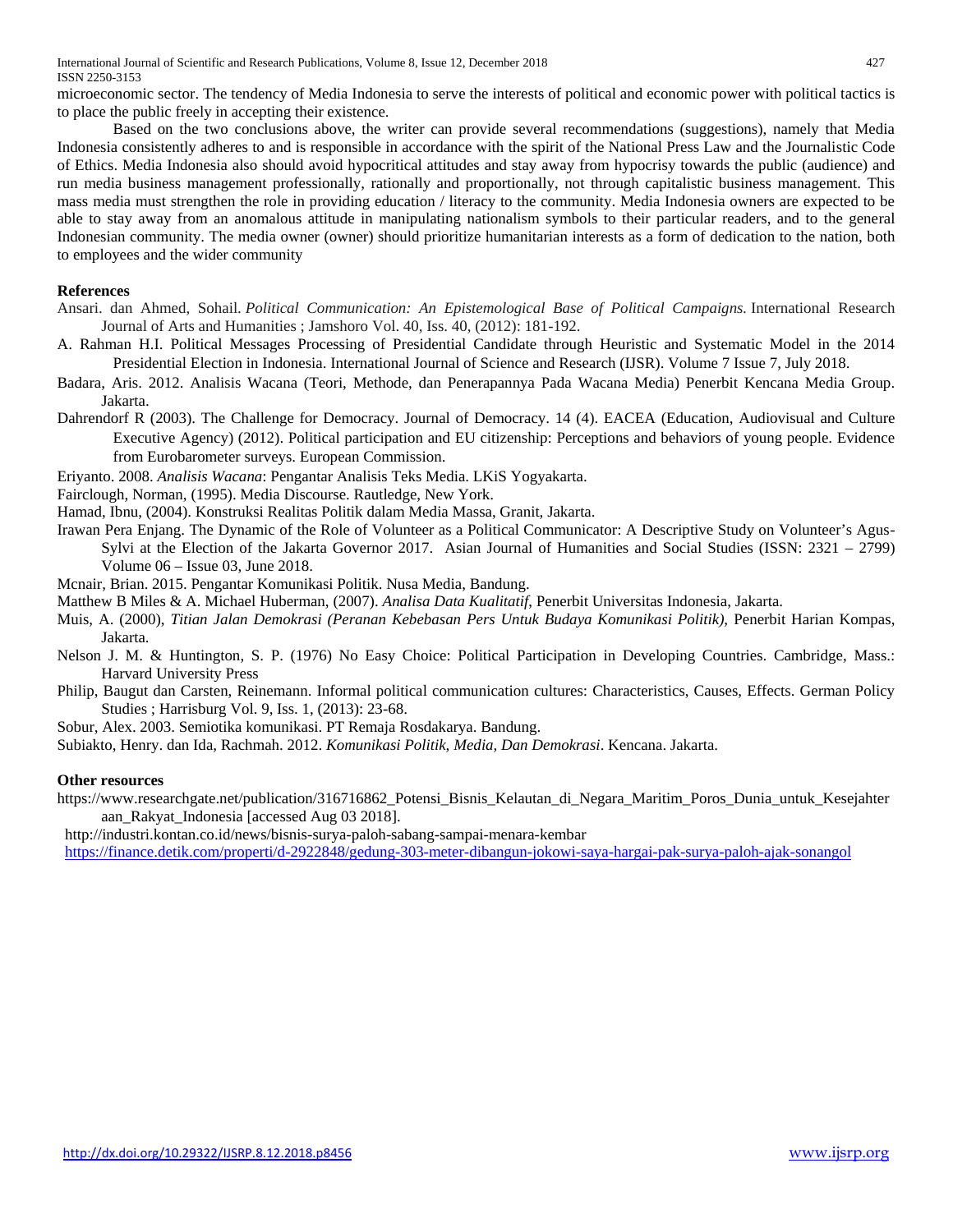microeconomic sector. The tendency of Media Indonesia to serve the interests of political and economic power with political tactics is to place the public freely in accepting their existence.

Based on the two conclusions above, the writer can provide several recommendations (suggestions), namely that Media Indonesia consistently adheres to and is responsible in accordance with the spirit of the National Press Law and the Journalistic Code of Ethics. Media Indonesia also should avoid hypocritical attitudes and stay away from hypocrisy towards the public (audience) and run media business management professionally, rationally and proportionally, not through capitalistic business management. This mass media must strengthen the role in providing education / literacy to the community. Media Indonesia owners are expected to be able to stay away from an anomalous attitude in manipulating nationalism symbols to their particular readers, and to the general Indonesian community. The media owner (owner) should prioritize humanitarian interests as a form of dedication to the nation, both to employees and the wider community

**References**

Ansari. dan Ahmed, Sohail. *Political Communication: An Epistemological Base of Political Campaigns.* International Research Journal of Arts and Humanities ; Jamshoro Vol. 40, Iss. 40, (2012): 181-192.

A. Rahman H.I. Political Messages Processing of Presidential Candidate through Heuristic and Systematic Model in the 2014 Presidential Election in Indonesia. International Journal of Science and Research (IJSR). Volume 7 Issue 7, July 2018.

Badara, Aris. 2012. Analisis Wacana (Teori, Methode, dan Penerapannya Pada Wacana Media) Penerbit Kencana Media Group. Jakarta.

Dahrendorf R (2003). The Challenge for Democracy. Journal of Democracy. 14 (4). EACEA (Education, Audiovisual and Culture Executive Agency) (2012). Political participation and EU citizenship: Perceptions and behaviors of young people. Evidence from Eurobarometer surveys. European Commission.

Eriyanto. 2008. *Analisis Wacana*: Pengantar Analisis Teks Media. LKiS Yogyakarta.

Fairclough, Norman, (1995). Media Discourse. Rautledge, New York.

Hamad, Ibnu, (2004). Konstruksi Realitas Politik dalam Media Massa, Granit, Jakarta.

Irawan Pera Enjang. The Dynamic of the Role of Volunteer as a Political Communicator: A Descriptive Study on Volunteer's Agus-Sylvi at the Election of the Jakarta Governor 2017. Asian Journal of Humanities and Social Studies (ISSN: 2321 – 2799) Volume 06 – Issue 03, June 2018.

Mcnair, Brian. 2015. Pengantar Komunikasi Politik. Nusa Media, Bandung.

Matthew B Miles & A. Michael Huberman, (2007). *Analisa Data Kualitatif,* Penerbit Universitas Indonesia, Jakarta.

Muis, A. (2000), *Titian Jalan Demokrasi (Peranan Kebebasan Pers Untuk Budaya Komunikasi Politik),* Penerbit Harian Kompas, Jakarta.

Nelson J. M. & Huntington, S. P. (1976) No Easy Choice: Political Participation in Developing Countries. Cambridge, Mass.: Harvard University Press

Philip, Baugut dan Carsten, Reinemann. Informal political communication cultures: Characteristics, Causes, Effects. German Policy Studies ; Harrisburg Vol. 9, Iss. 1, (2013): 23-68.

Sobur, Alex. 2003. Semiotika komunikasi. PT Remaja Rosdakarya. Bandung.

Subiakto, Henry. dan Ida, Rachmah. 2012. *Komunikasi Politik, Media, Dan Demokrasi*. Kencana. Jakarta.

**Other resources**

https://www.researchgate.net/publication/316716862_Potensi_Bisnis_Kelautan_di_Negara_Maritim_Poros_Dunia_untuk_Kesejahteraan_Rakyat_Indonesia [accessed Aug 03 2018].

http://industri.kontan.co.id/news/bisnis-surya-paloh-sabang-sampai-menara-kembar

https://finance.detik.com/properti/d-2922848/gedung-303-meter-dibangun-jokowi-saya-hargai-pak-surya-paloh-ajak-sonangol